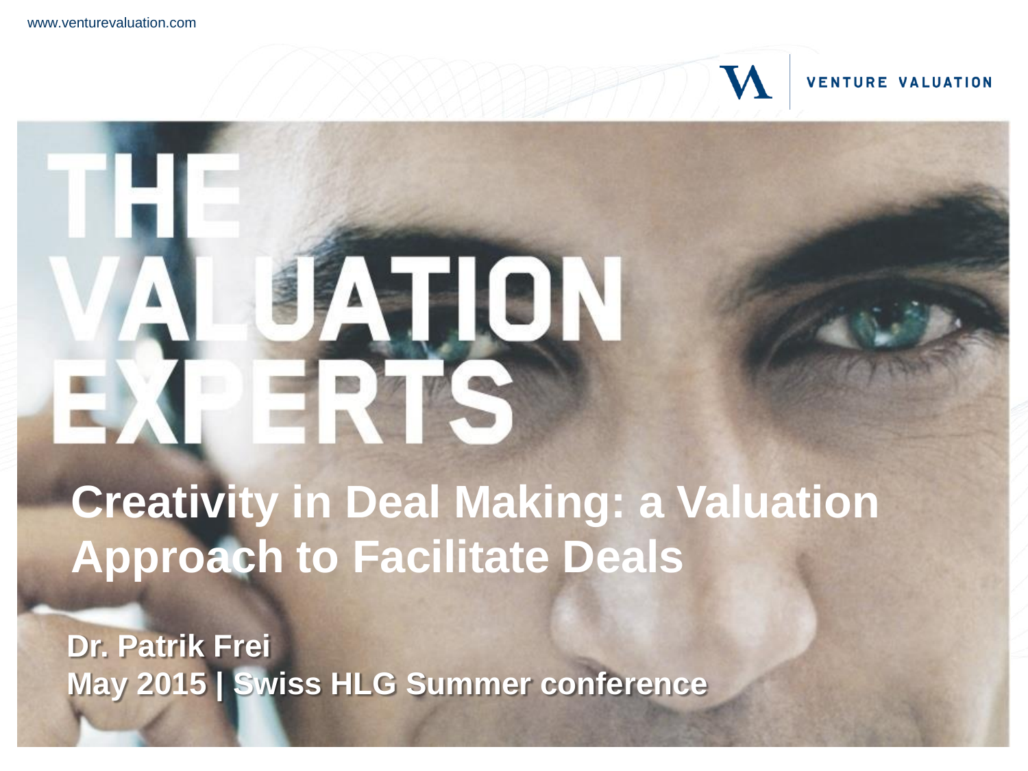# THE VALUATION EXPERTS

# Creativity in Deal Making: a Valuation Approach to Facilitate Deals

**Dr. Patrik Frei**

**May 2015 | Swiss HLG Summer conference**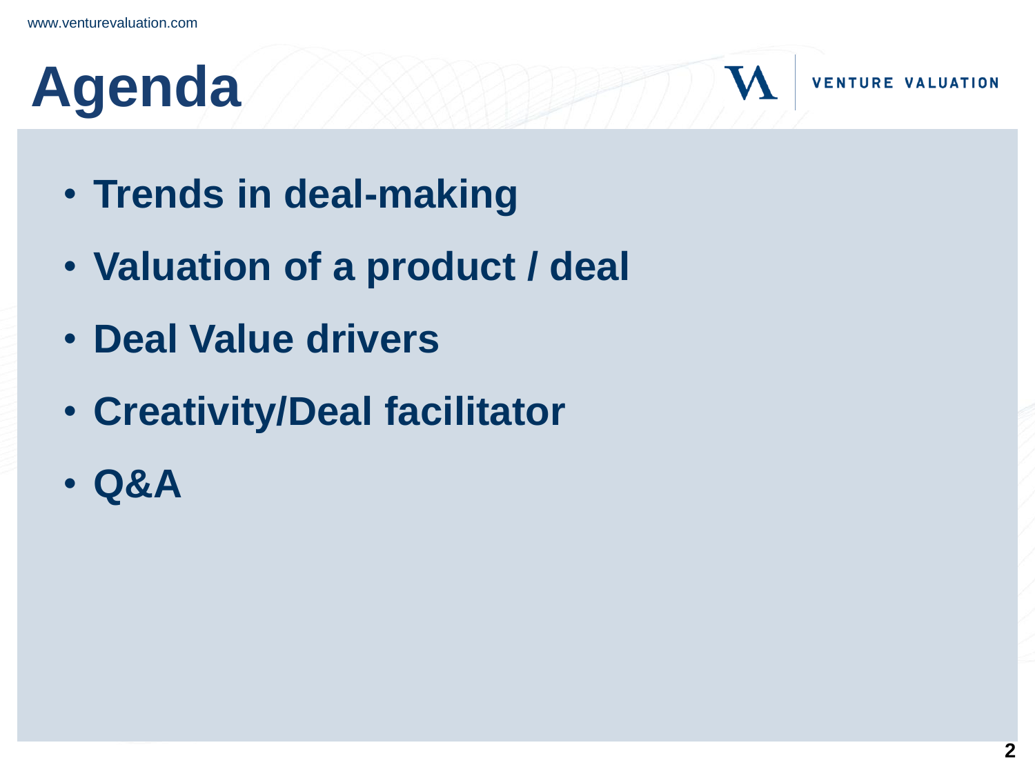# Agenda

- **Trends in deal-making**
- **Valuation of a product / deal**
- **Deal Value drivers**
- **Creativity/Deal facilitator**
- **Q&A**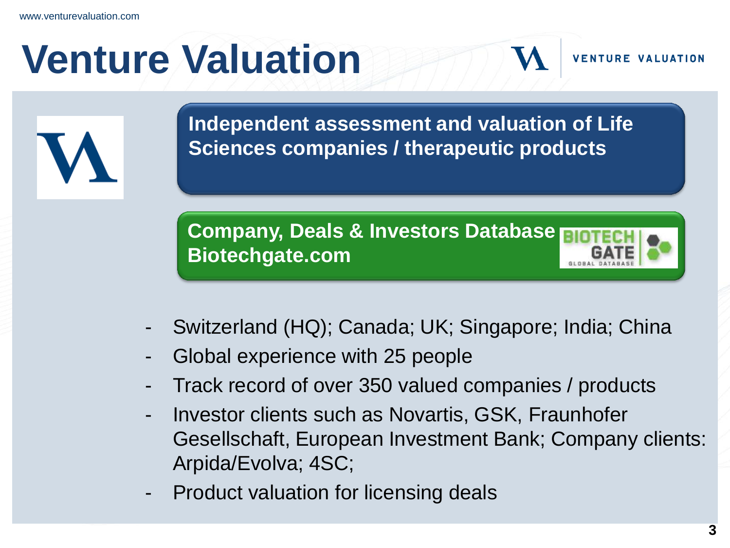# Venture Valuation

**Independent assessment and valuation of Life Sciences companies / therapeutic products**

**Company, Deals & Investors Database Biotechgate.com**

- Switzerland (HQ); Canada; UK; Singapore; India; China
- Global experience with 25 people
- Track record of over 350 valued companies / products
- Investor clients such as Novartis, GSK, Fraunhofer Gesellschaft, European Investment Bank; Company clients: Arpida/Evolva; 4SC;
- Product valuation for licensing deals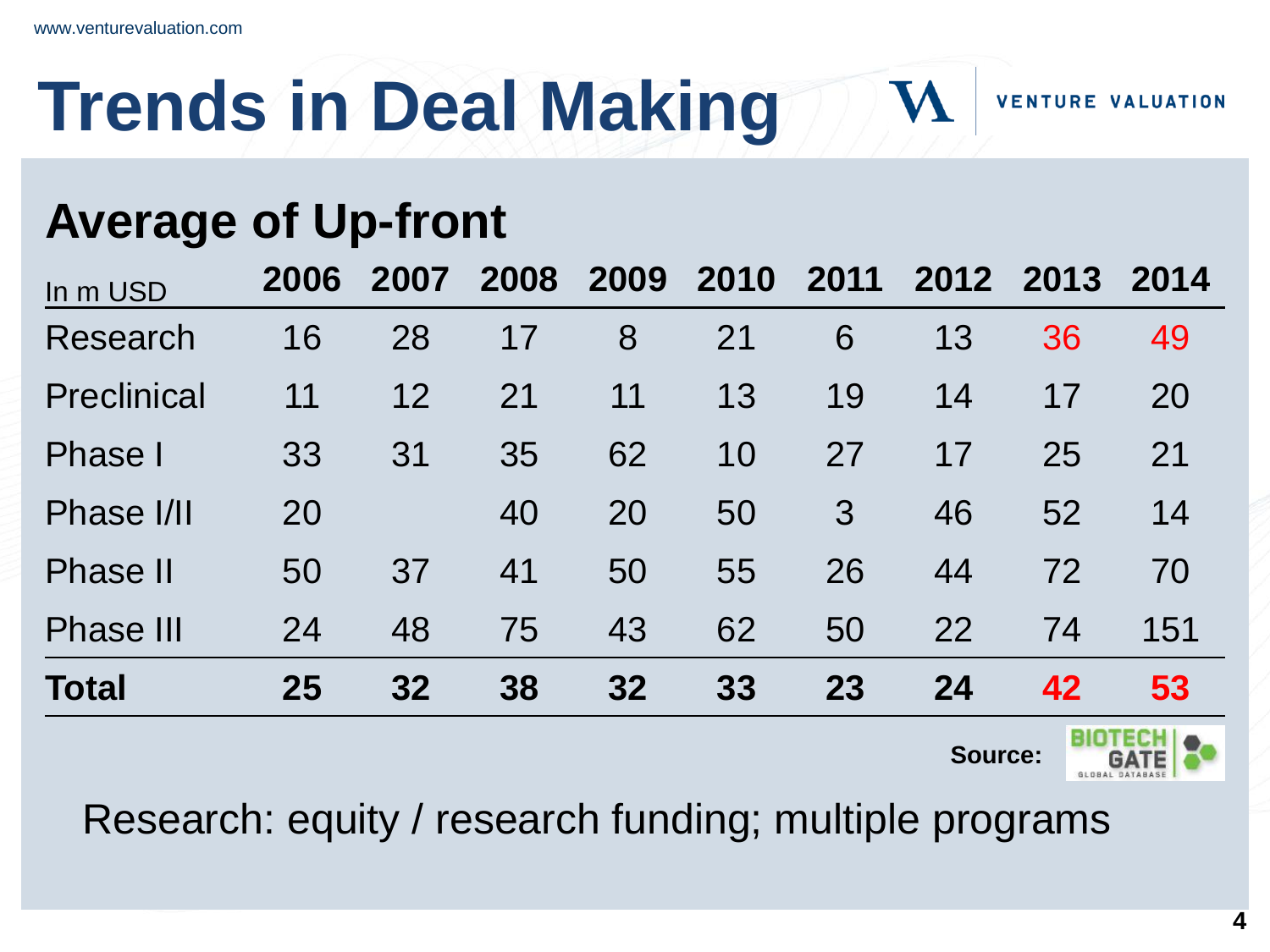# Trends in Deal Making

## Average of Up-front

| In m USD | 2006 | 2007 | 2008 | 2009 | 2010 | 2011 | 2012 | 2013 | 2014 |
|---|---|---|---|---|---|---|---|---|---|
| Research | 16 | 28 | 17 | 8 | 21 | 6 | 13 | 36 | 49 |
| Preclinical | 11 | 12 | 21 | 11 | 13 | 19 | 14 | 17 | 20 |
| Phase I | 33 | 31 | 35 | 62 | 10 | 27 | 17 | 25 | 21 |
| Phase I/II | 20 | | 40 | 20 | 50 | 3 | 46 | 52 | 14 |
| Phase II | 50 | 37 | 41 | 50 | 55 | 26 | 44 | 72 | 70 |
| Phase III | 24 | 48 | 75 | 43 | 62 | 50 | 22 | 74 | 151 |
| **Total** | **25** | **32** | **38** | **32** | **33** | **23** | **24** | **42** | **53** |

**Source:** BIOTECH GATE GLOBAL DATABASE

Research: equity / research funding; multiple programs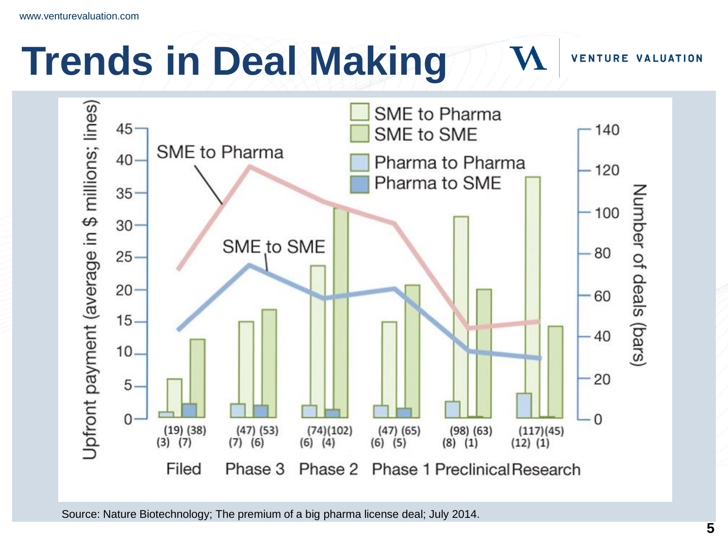# Trends in Deal Making

Upfront payment (average in $ millions; lines)

Number of deals (bars)

SME to Pharma

SME to SME

Pharma to Pharma

Pharma to SME

| | Filed | Phase 3 | Phase 2 | Phase 1 | Preclinical | Research |
|---|---|---|---|---|---|---|
| SME to Pharma | (19) | (47) | (74) | (47) | (98) | (117) |
| SME to SME | (38) | (53) | (102) | (65) | (63) | (45) |
| Pharma to Pharma | (3) | (7) | (6) | (6) | (8) | (12) |
| Pharma to SME | (7) | (6) | (4) | (5) | (1) | (1) |

Source: Nature Biotechnology; The premium of a big pharma license deal; July 2014.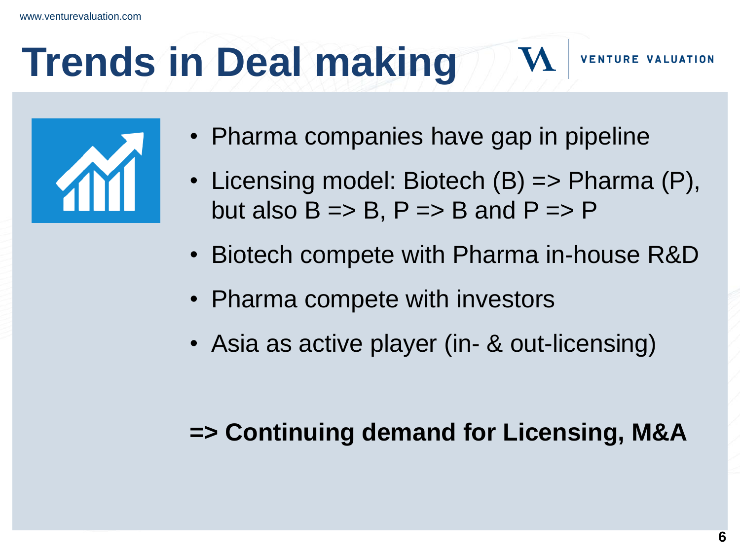# Trends in Deal making

- Pharma companies have gap in pipeline
- Licensing model: Biotech (B) => Pharma (P), but also B => B, P => B and P => P
- Biotech compete with Pharma in-house R&D
- Pharma compete with investors
- Asia as active player (in- & out-licensing)

**=> Continuing demand for Licensing, M&A**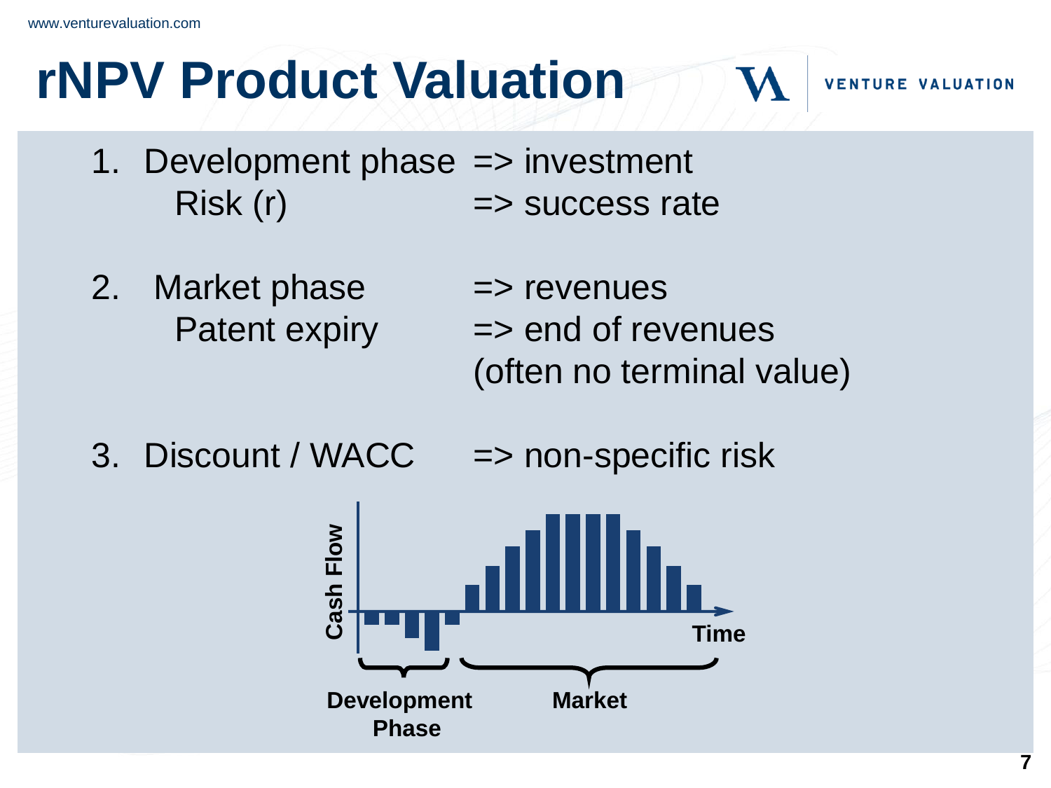# rNPV Product Valuation

1. Development phase => investment
   Risk (r) => success rate

2. Market phase => revenues
   Patent expiry => end of revenues (often no terminal value)

3. Discount / WACC => non-specific risk

Cash Flow

Time

Development Phase

Market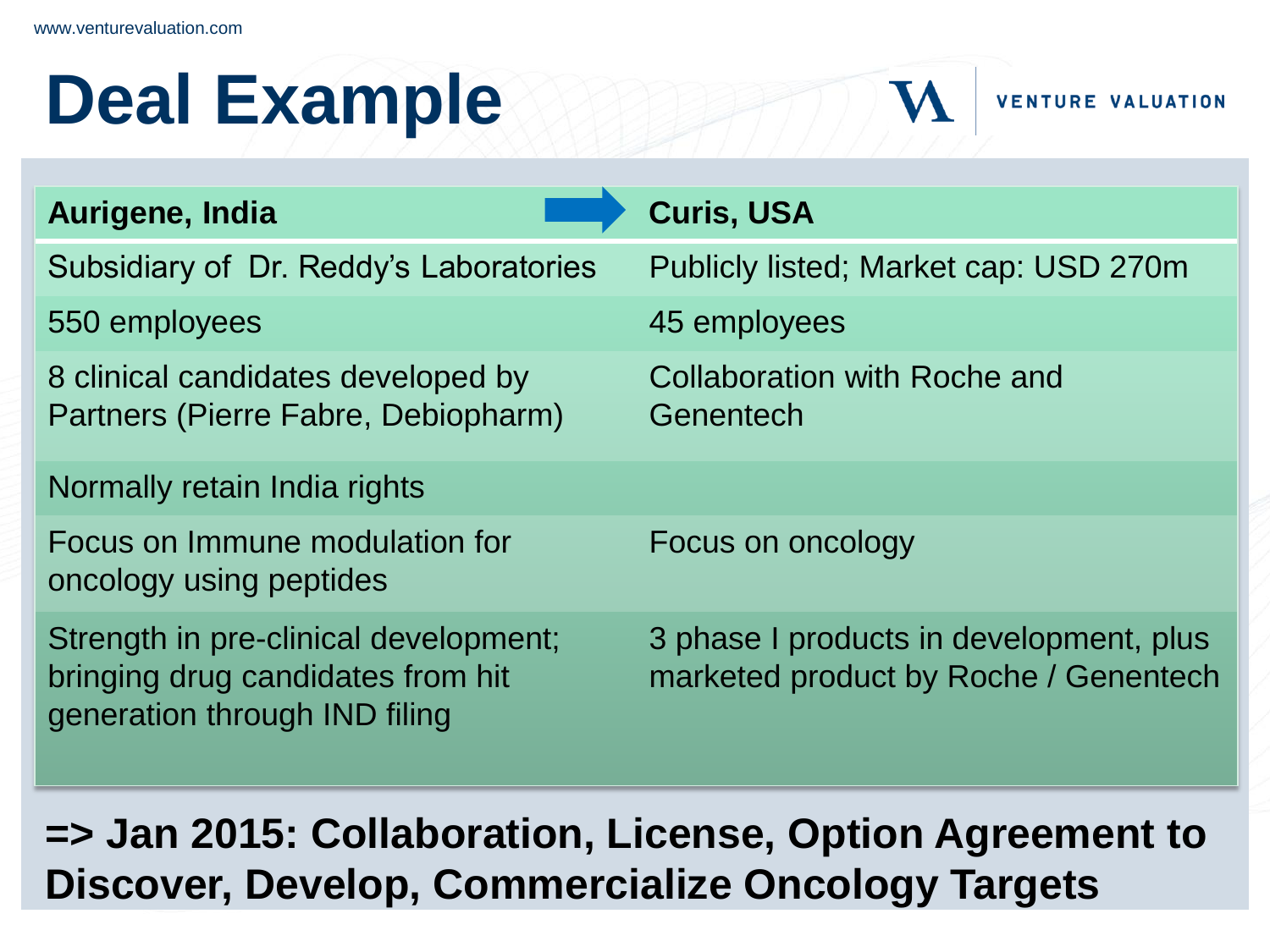# Deal Example

| Aurigene, India | Curis, USA |
|---|---|
| Subsidiary of Dr. Reddy's Laboratories | Publicly listed; Market cap: USD 270m |
| 550 employees | 45 employees |
| 8 clinical candidates developed by Partners (Pierre Fabre, Debiopharm) | Collaboration with Roche and Genentech |
| Normally retain India rights | |
| Focus on Immune modulation for oncology using peptides | Focus on oncology |
| Strength in pre-clinical development; bringing drug candidates from hit generation through IND filing | 3 phase I products in development, plus marketed product by Roche / Genentech |

**=> Jan 2015: Collaboration, License, Option Agreement to Discover, Develop, Commercialize Oncology Targets**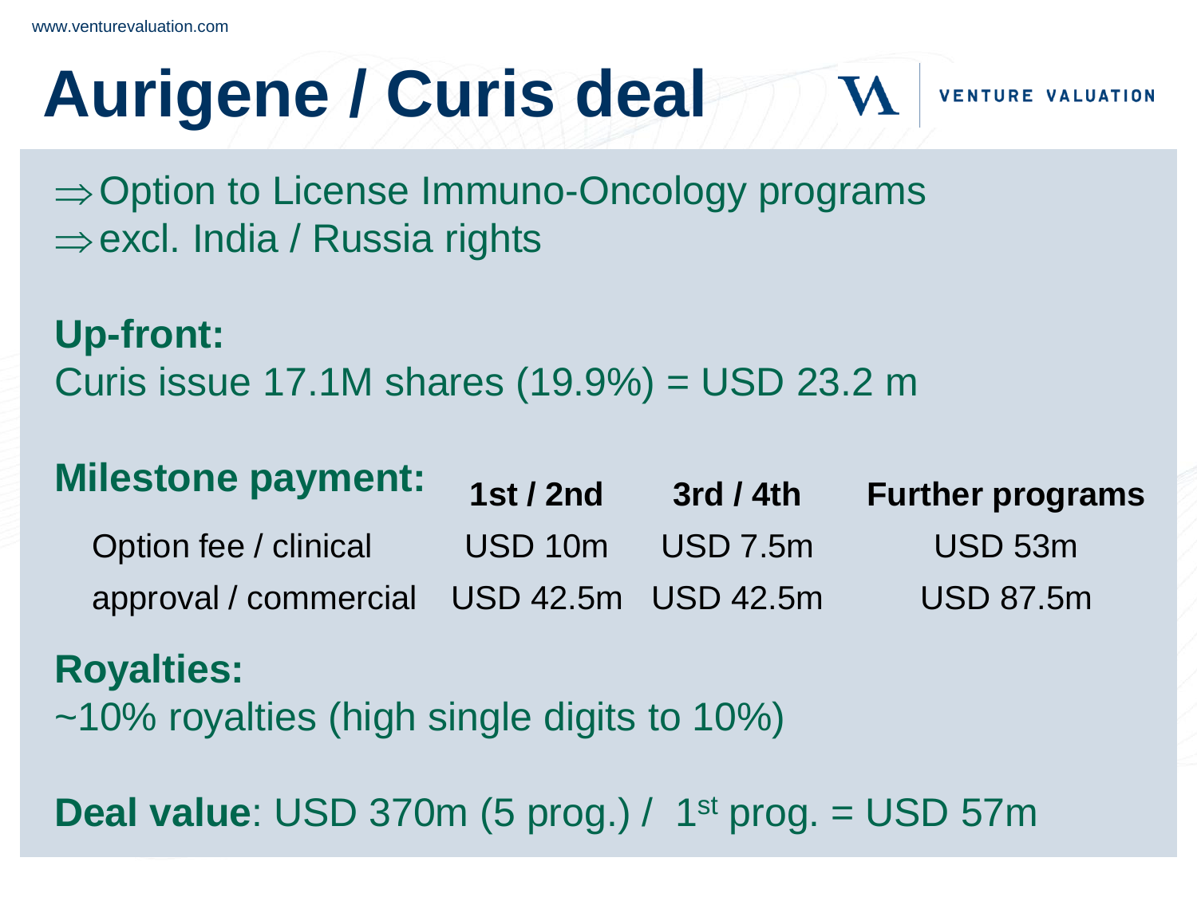# Aurigene / Curis deal

⇒ Option to License Immuno-Oncology programs
⇒ excl. India / Russia rights

**Up-front:**
Curis issue 17.1M shares (19.9%) = USD 23.2 m

**Milestone payment:**

| | 1st / 2nd | 3rd / 4th | Further programs |
|---|---|---|---|
| Option fee / clinical | USD 10m | USD 7.5m | USD 53m |
| approval / commercial | USD 42.5m | USD 42.5m | USD 87.5m |

**Royalties:**
~10% royalties (high single digits to 10%)

**Deal value**: USD 370m (5 prog.) / 1st prog. = USD 57m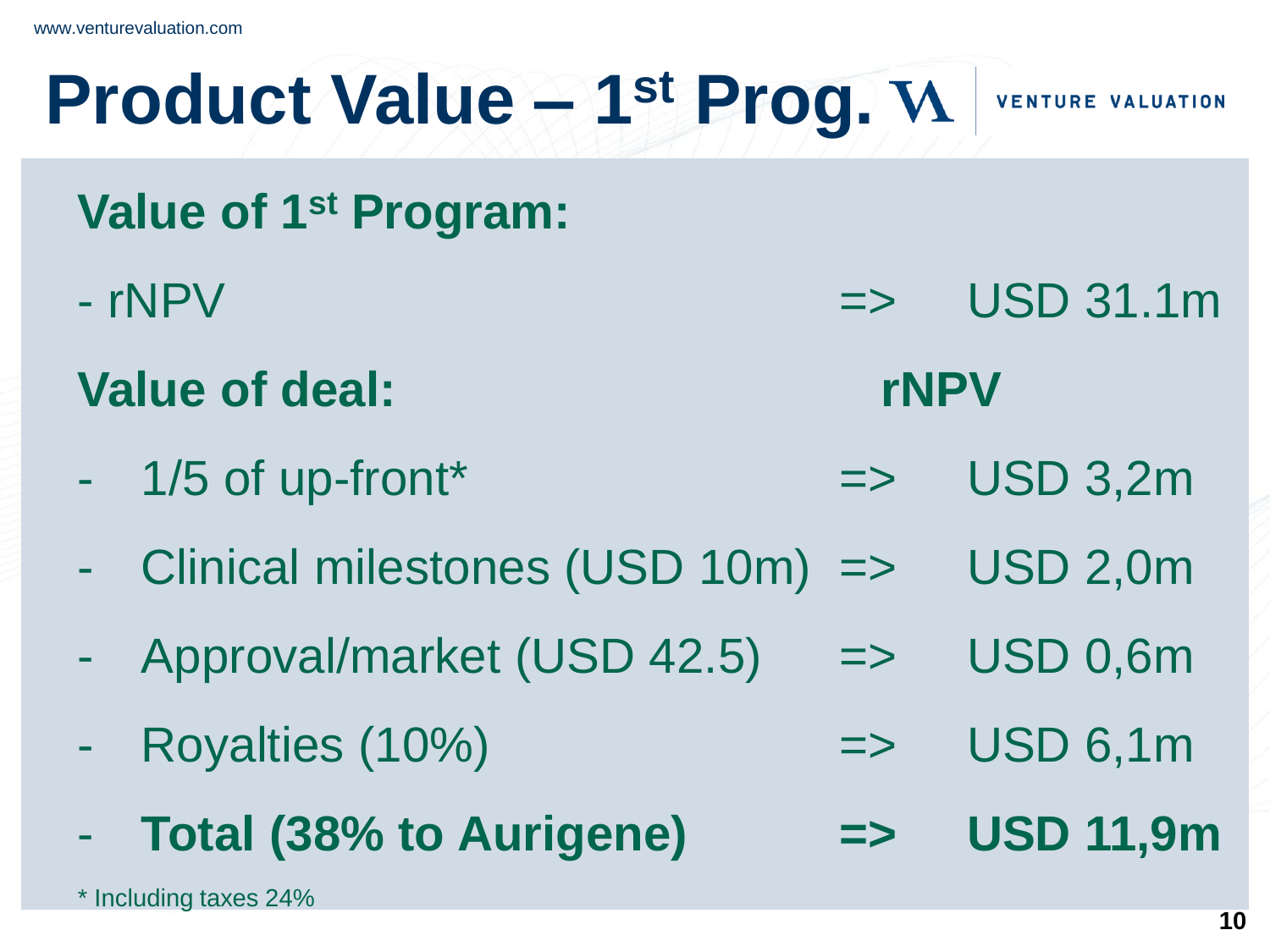# Product Value – 1st Prog.

**Value of 1st Program:**

- rNPV => USD 31.1m

| **Value of deal:** | | **rNPV** |
|---|---|---|
| - 1/5 of up-front* | => | USD 3,2m |
| - Clinical milestones (USD 10m) | => | USD 2,0m |
| - Approval/market (USD 42.5) | => | USD 0,6m |
| - Royalties (10%) | => | USD 6,1m |
| - **Total (38% to Aurigene)** | **=>** | **USD 11,9m** |

* Including taxes 24%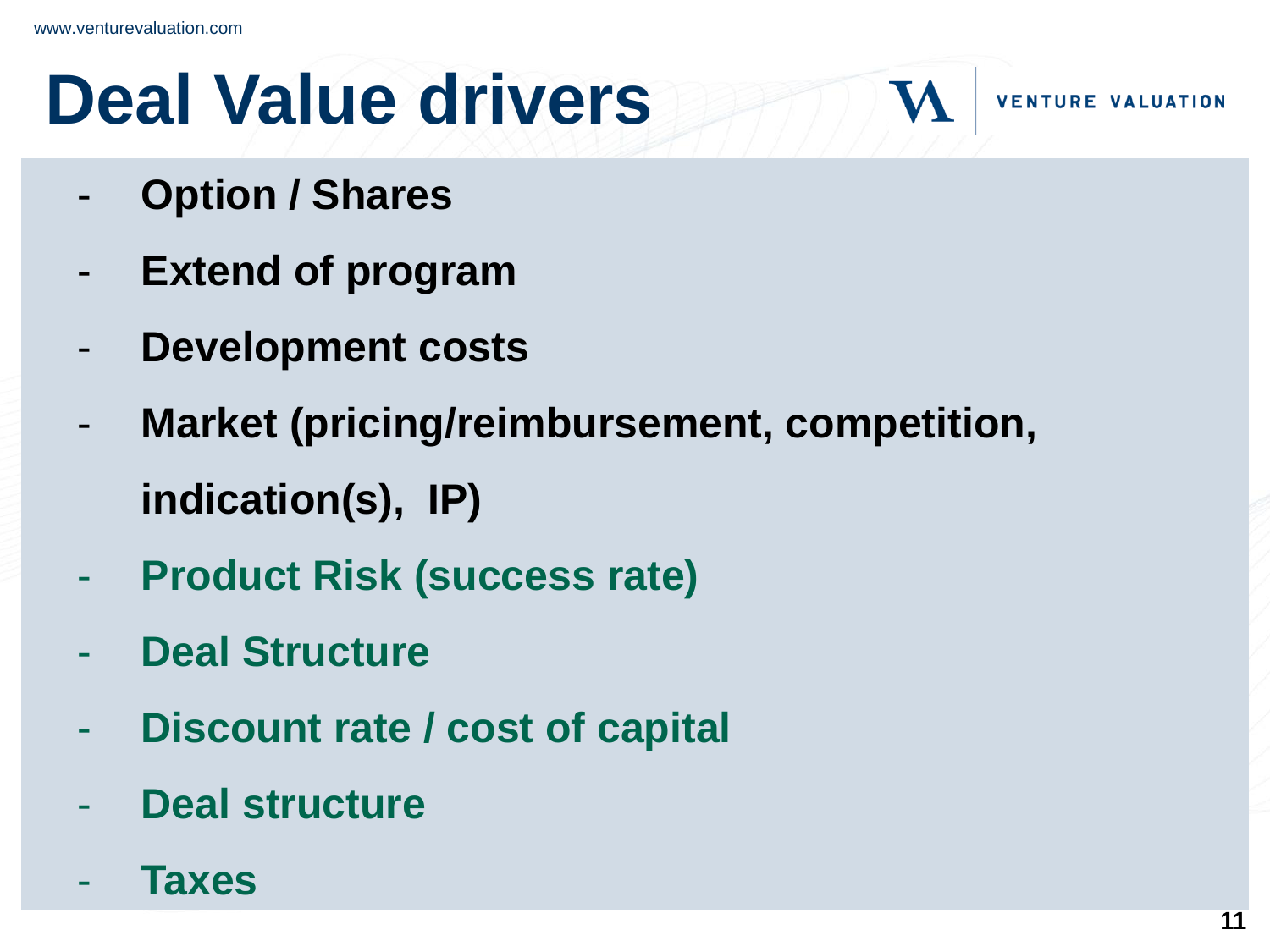# Deal Value drivers

- **Option / Shares**
- **Extend of program**
- **Development costs**
- **Market (pricing/reimbursement, competition, indication(s), IP)**
- **Product Risk (success rate)**
- **Deal Structure**
- **Discount rate / cost of capital**
- **Deal structure**
- **Taxes**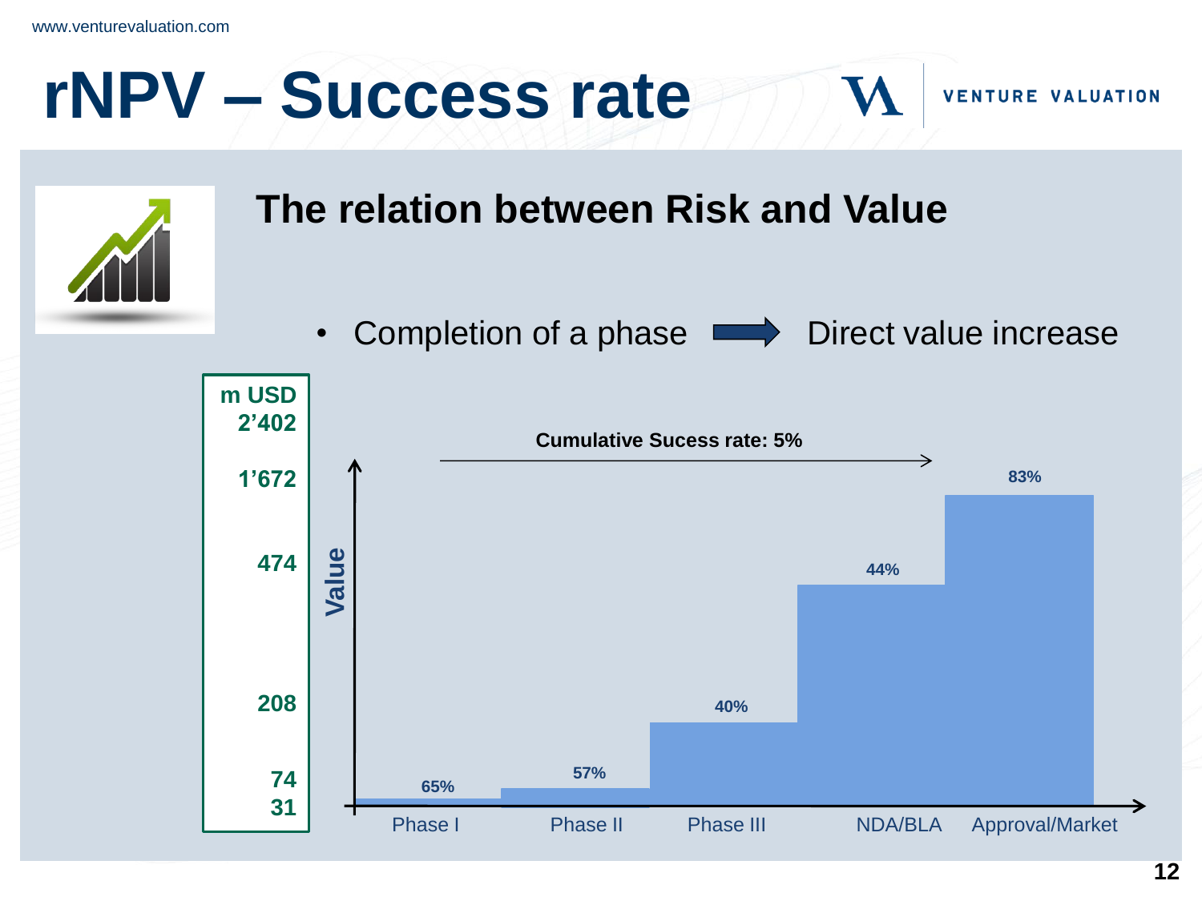# rNPV – Success rate

## The relation between Risk and Value

- Completion of a phase ➡ Direct value increase

| m USD | Phase | Success rate |
| --- | --- | --- |
| 31 | Phase I | 65% |
| 74 | Phase II | 57% |
| 208 | Phase III | 40% |
| 474 | NDA/BLA | 44% |
| 1'672 | Approval/Market | 83% |
| 2'402 | | |

Cumulative Sucess rate: 5%

Value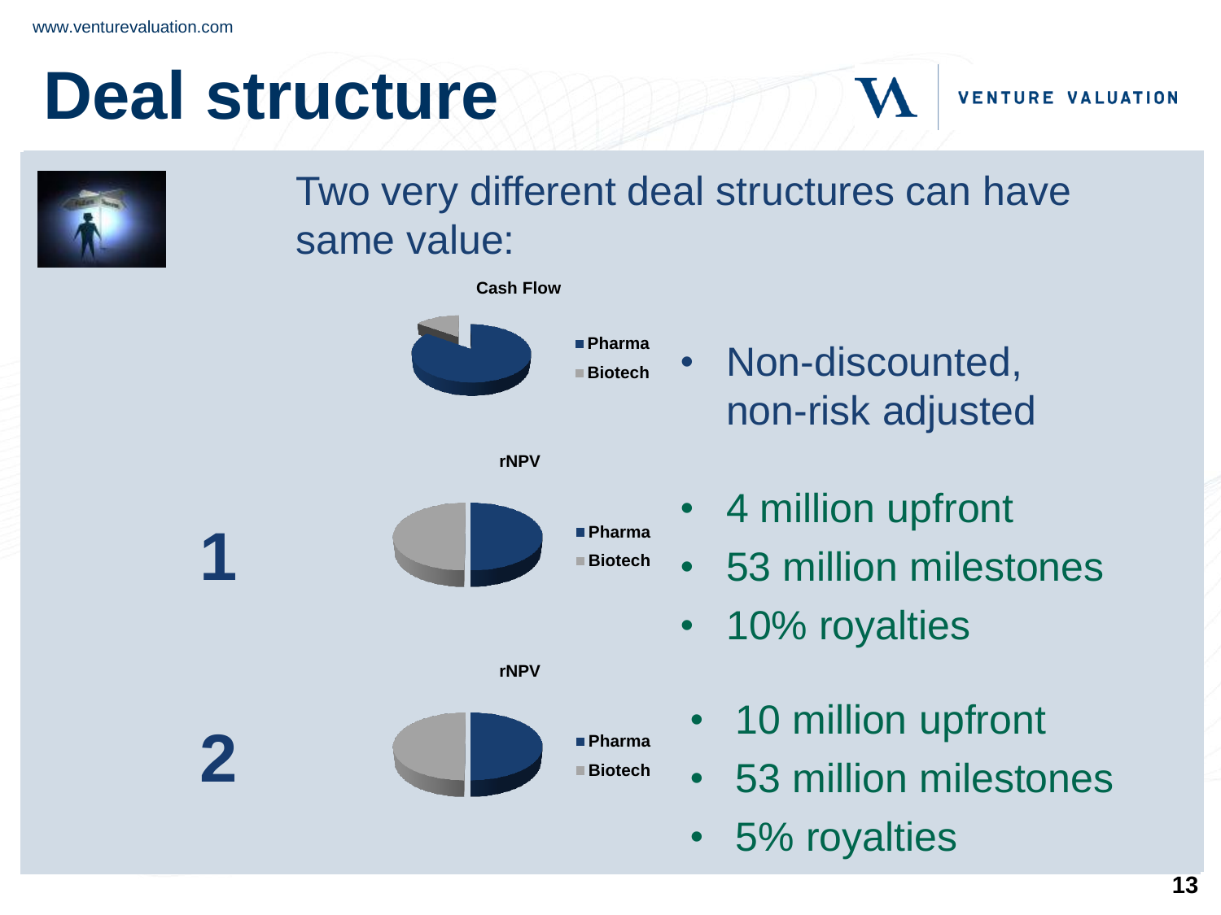# Deal structure

Two very different deal structures can have same value:

Cash Flow

- Pharma
- Biotech

- Non-discounted, non-risk adjusted

**1**

rNPV

- Pharma
- Biotech

- 4 million upfront
- 53 million milestones
- 10% royalties

**2**

rNPV

- Pharma
- Biotech

- 10 million upfront
- 53 million milestones
- 5% royalties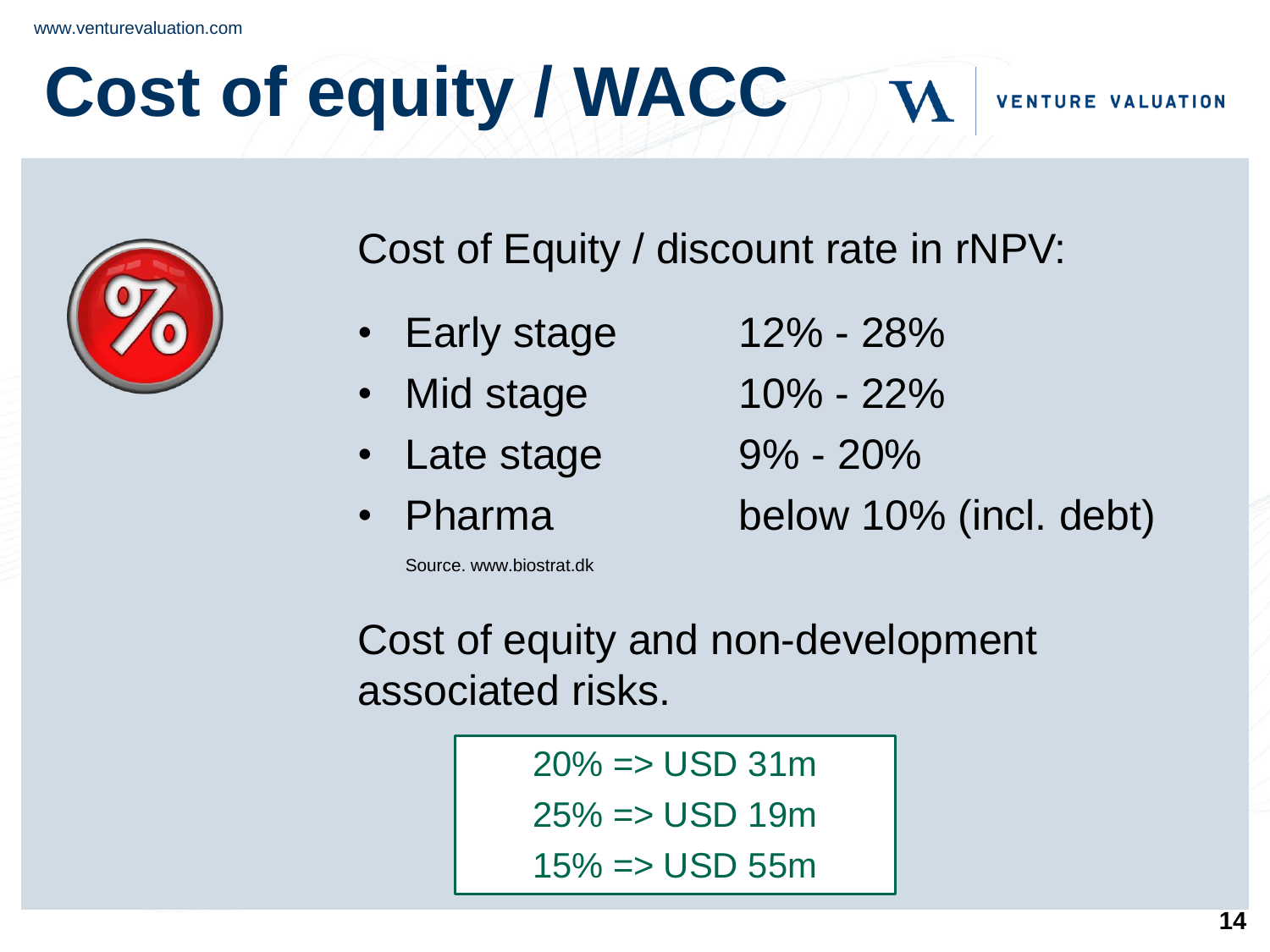# Cost of equity / WACC

Cost of Equity / discount rate in rNPV:

| | |
|---|---|
| • Early stage | 12% - 28% |
| • Mid stage | 10% - 22% |
| • Late stage | 9% - 20% |
| • Pharma | below 10% (incl. debt) |

Source. www.biostrat.dk

Cost of equity and non-development associated risks.

20% => USD 31m
25% => USD 19m
15% => USD 55m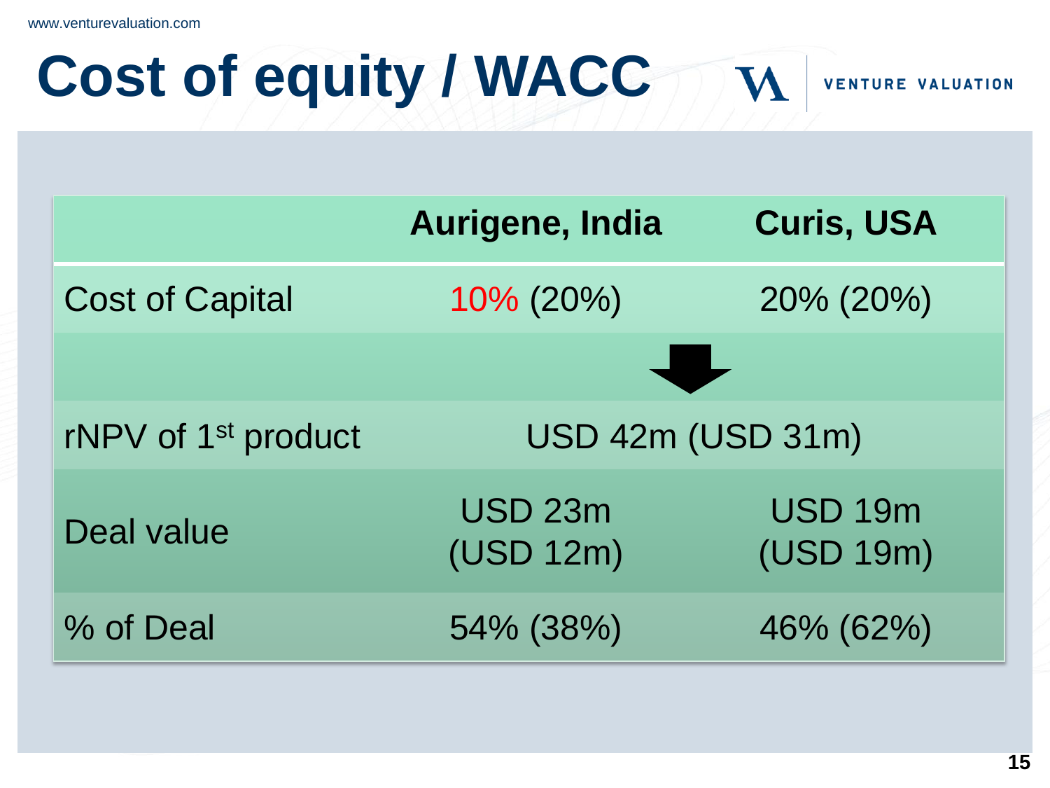# Cost of equity / WACC

| | Aurigene, India | Curis, USA |
|---|---|---|
| Cost of Capital | 10% (20%) | 20% (20%) |
| | ⬇ | |
| rNPV of 1st product | USD 42m (USD 31m) | |
| Deal value | USD 23m (USD 12m) | USD 19m (USD 19m) |
| % of Deal | 54% (38%) | 46% (62%) |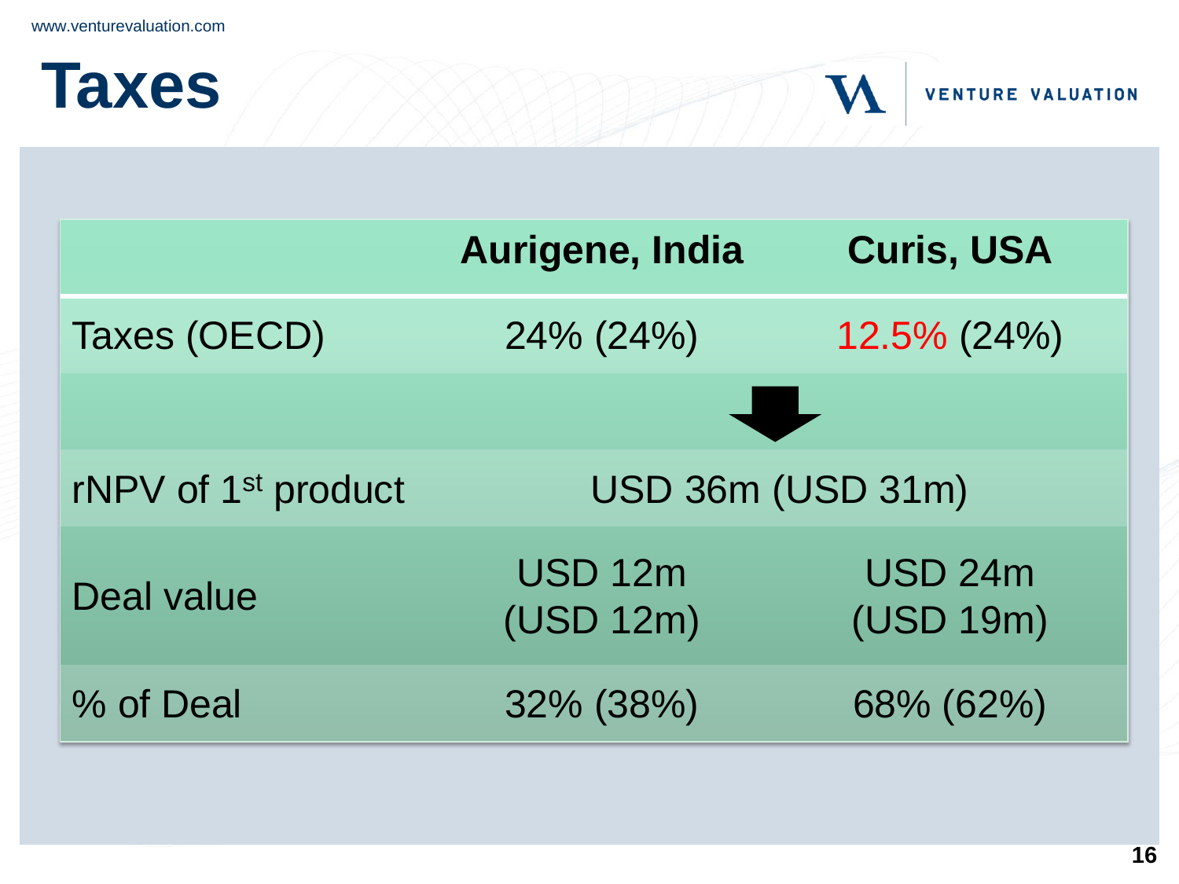# Taxes

| | Aurigene, India | Curis, USA |
|---|---|---|
| Taxes (OECD) | 24% (24%) | 12.5% (24%) |
| | | |
| rNPV of 1st product | USD 36m (USD 31m) | |
| Deal value | USD 12m (USD 12m) | USD 24m (USD 19m) |
| % of Deal | 32% (38%) | 68% (62%) |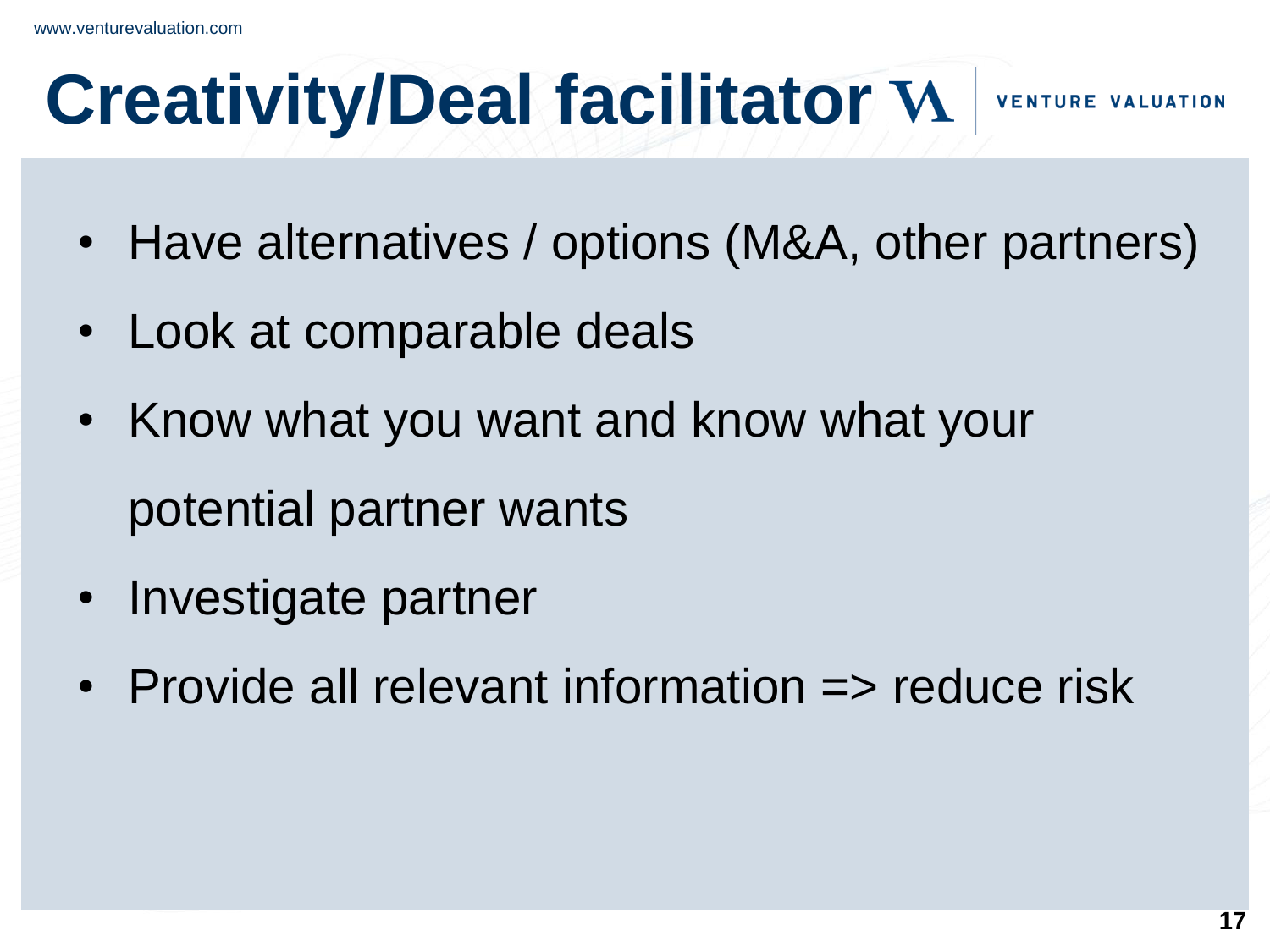# Creativity/Deal facilitator

- Have alternatives / options (M&A, other partners)
- Look at comparable deals
- Know what you want and know what your potential partner wants
- Investigate partner
- Provide all relevant information => reduce risk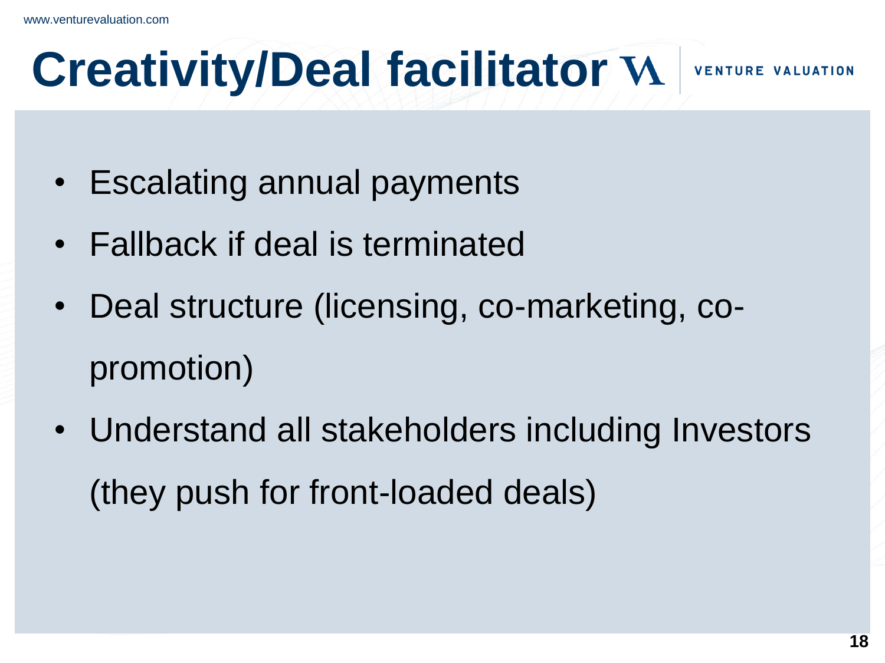# Creativity/Deal facilitator

- Escalating annual payments
- Fallback if deal is terminated
- Deal structure (licensing, co-marketing, co-promotion)
- Understand all stakeholders including Investors (they push for front-loaded deals)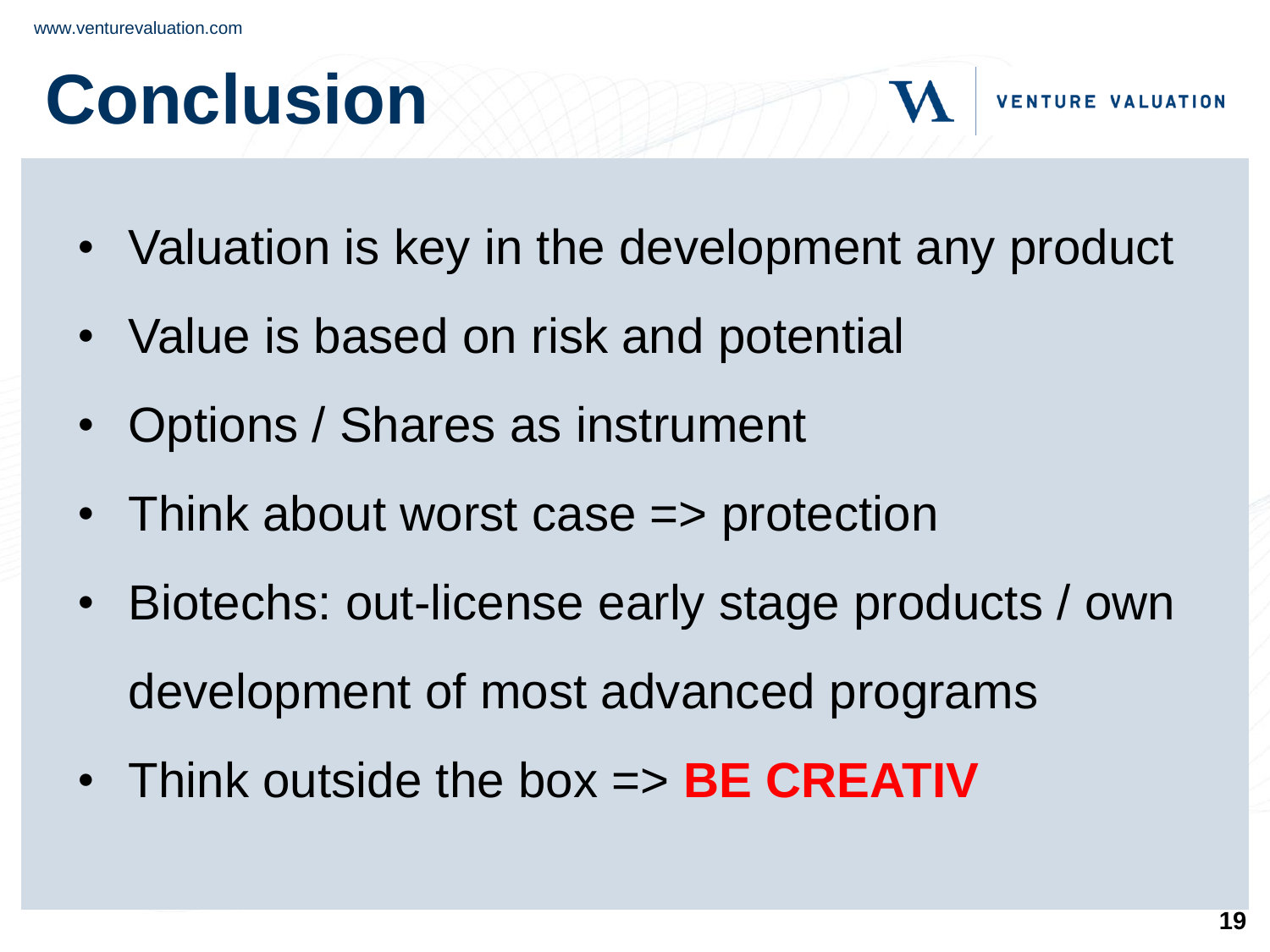# Conclusion

- Valuation is key in the development any product
- Value is based on risk and potential
- Options / Shares as instrument
- Think about worst case => protection
- Biotechs: out-license early stage products / own development of most advanced programs
- Think outside the box => **BE CREATIV**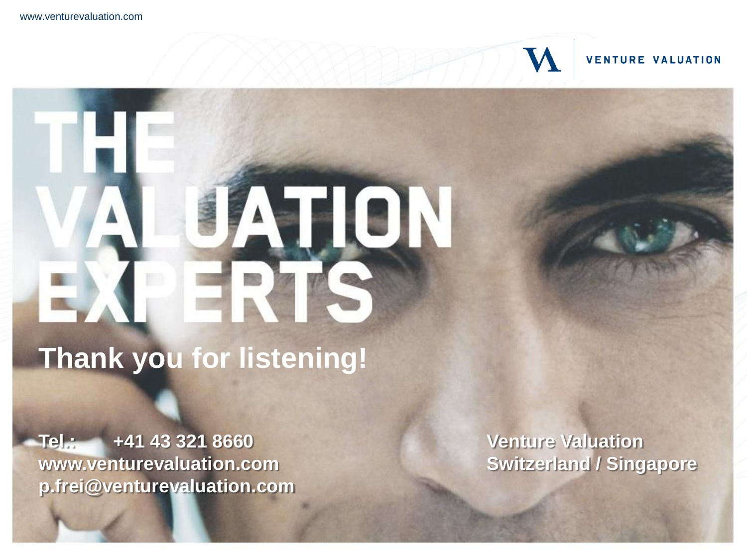# THE VALUATION EXPERTS

## Thank you for listening!

**Tel.: +41 43 321 8660**
**www.venturevaluation.com**
**p.frei@venturevaluation.com**

**Venture Valuation**
**Switzerland / Singapore**